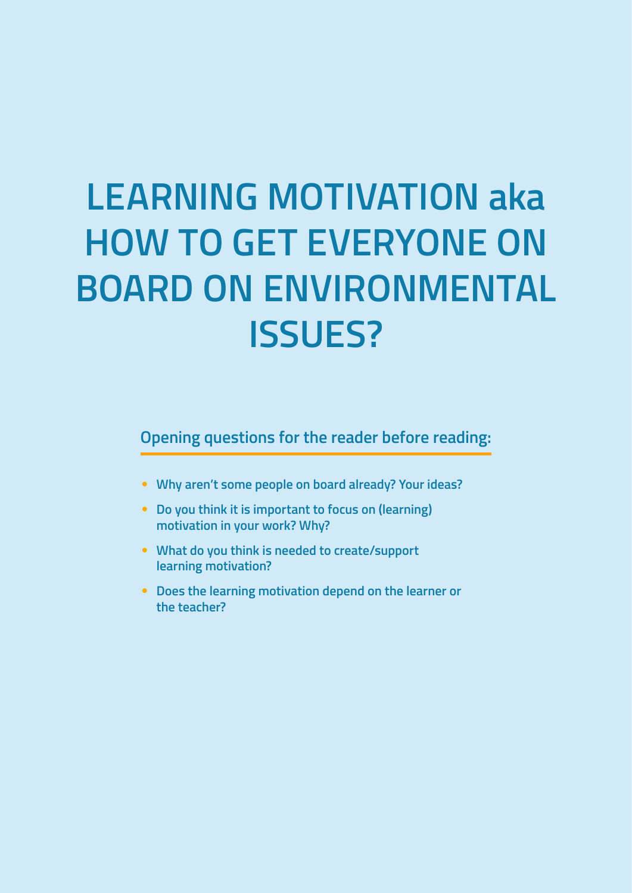# LEARNING MOTIVATION aka HOW TO GET EVERYONE ON BOARD ON ENVIRONMENTAL ISSUES?

## Opening questions for the reader before reading:

- Why aren't some people on board already? Your ideas?
- Do you think it is important to focus on (learning) motivation in your work? Why?
- What do you think is needed to create/support learning motivation?
- Does the learning motivation depend on the learner or the teacher?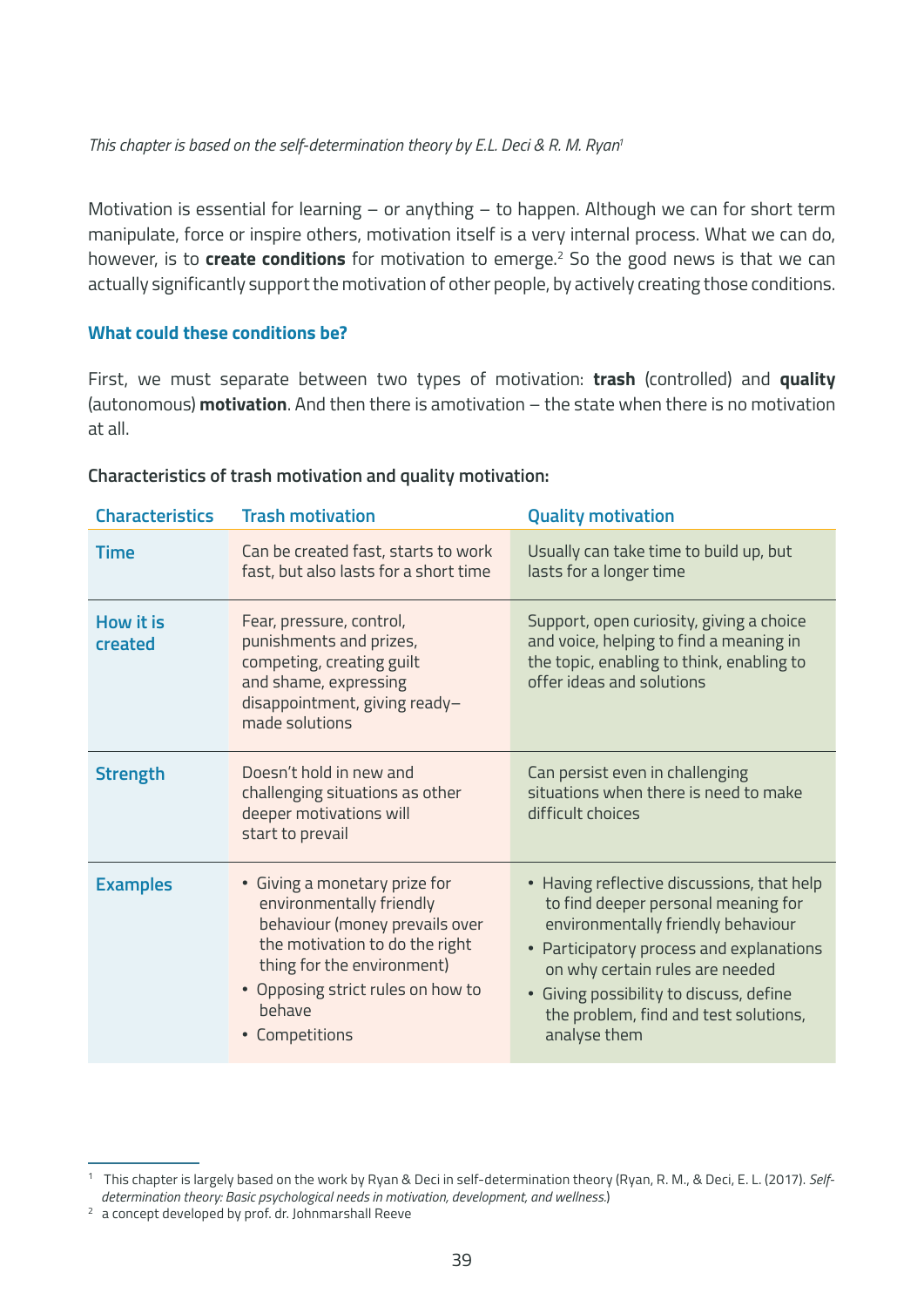*This chapter is based on the self-determination theory by E.L. Deci & R. M. Ryan*[1]

Motivation is essential for learning – or anything – to happen. Although we can for short term manipulate, force or inspire others, motivation itself is a very internal process. What we can do, however, is to **create conditions** for motivation to emerge.[2] So the good news is that we can actually significantly support the motivation of other people, by actively creating those conditions.

### What could these conditions be?

First, we must separate between two types of motivation: **trash** (controlled) and **quality** (autonomous) **motivation**. And then there is amotivation – the state when there is no motivation at all.

**Characteristics of trash motivation and quality motivation:**

| Characteristics | Trash motivation | Quality motivation |
|---|---|---|
| Time | Can be created fast, starts to work fast, but also lasts for a short time | Usually can take time to build up, but lasts for a longer time |
| How it is created | Fear, pressure, control, punishments and prizes, competing, creating guilt and shame, expressing disappointment, giving ready–made solutions | Support, open curiosity, giving a choice and voice, helping to find a meaning in the topic, enabling to think, enabling to offer ideas and solutions |
| Strength | Doesn't hold in new and challenging situations as other deeper motivations will start to prevail | Can persist even in challenging situations when there is need to make difficult choices |
| Examples | • Giving a monetary prize for environmentally friendly behaviour (money prevails over the motivation to do the right thing for the environment)<br>• Opposing strict rules on how to behave<br>• Competitions | • Having reflective discussions, that help to find deeper personal meaning for environmentally friendly behaviour<br>• Participatory process and explanations on why certain rules are needed<br>• Giving possibility to discuss, define the problem, find and test solutions, analyse them |

---

[1] This chapter is largely based on the work by Ryan & Deci in self-determination theory (Ryan, R. M., & Deci, E. L. (2017). *Self-determination theory: Basic psychological needs in motivation, development, and wellness.*)

[2] a concept developed by prof. dr. Johnmarshall Reeve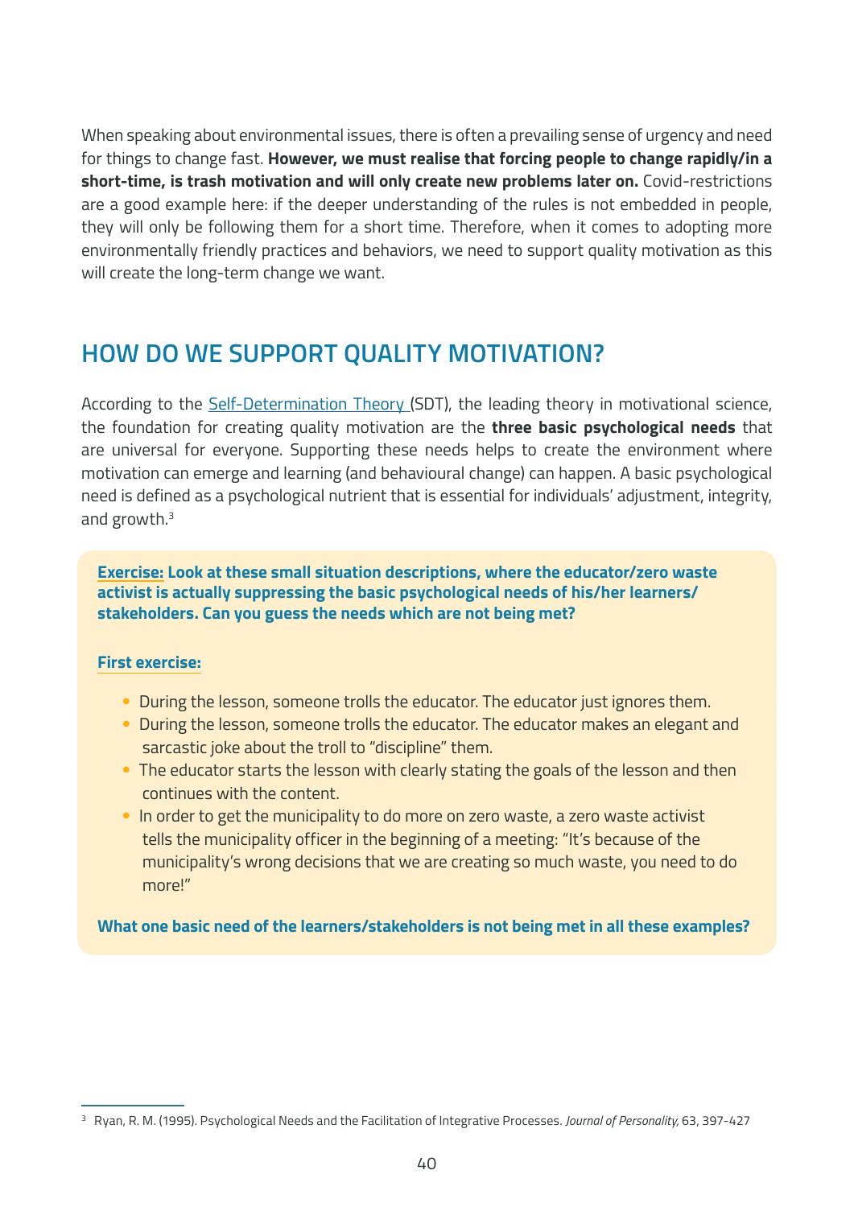When speaking about environmental issues, there is often a prevailing sense of urgency and need for things to change fast. **However, we must realise that forcing people to change rapidly/in a short-time, is trash motivation and will only create new problems later on.** Covid-restrictions are a good example here: if the deeper understanding of the rules is not embedded in people, they will only be following them for a short time. Therefore, when it comes to adopting more environmentally friendly practices and behaviors, we need to support quality motivation as this will create the long-term change we want.

## HOW DO WE SUPPORT QUALITY MOTIVATION?

According to the Self-Determination Theory (SDT), the leading theory in motivational science, the foundation for creating quality motivation are the **three basic psychological needs** that are universal for everyone. Supporting these needs helps to create the environment where motivation can emerge and learning (and behavioural change) can happen. A basic psychological need is defined as a psychological nutrient that is essential for individuals' adjustment, integrity, and growth.[3]

**Exercise: Look at these small situation descriptions, where the educator/zero waste activist is actually suppressing the basic psychological needs of his/her learners/stakeholders. Can you guess the needs which are not being met?**

**First exercise:**

- During the lesson, someone trolls the educator. The educator just ignores them.
- During the lesson, someone trolls the educator. The educator makes an elegant and sarcastic joke about the troll to "discipline" them.
- The educator starts the lesson with clearly stating the goals of the lesson and then continues with the content.
- In order to get the municipality to do more on zero waste, a zero waste activist tells the municipality officer in the beginning of a meeting: "It's because of the municipality's wrong decisions that we are creating so much waste, you need to do more!"

**What one basic need of the learners/stakeholders is not being met in all these examples?**

[3] Ryan, R. M. (1995). Psychological Needs and the Facilitation of Integrative Processes. *Journal of Personality,* 63, 397-427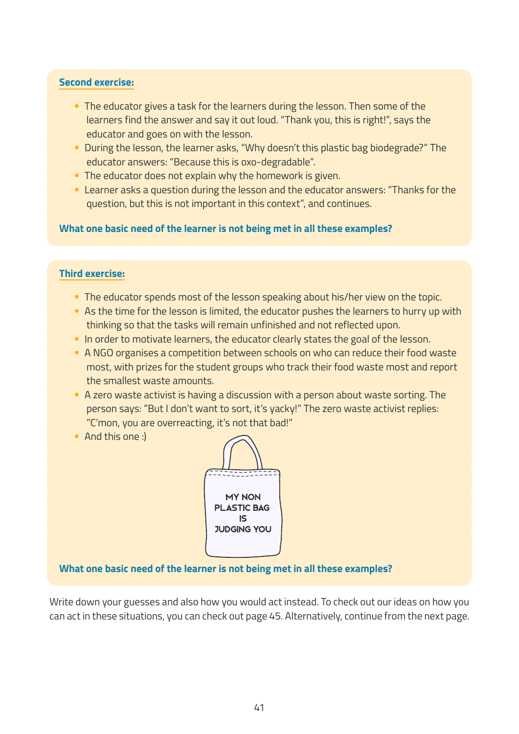**Second exercise:**

- The educator gives a task for the learners during the lesson. Then some of the learners find the answer and say it out loud. "Thank you, this is right!", says the educator and goes on with the lesson.
- During the lesson, the learner asks, "Why doesn't this plastic bag biodegrade?" The educator answers: "Because this is oxo-degradable".
- The educator does not explain why the homework is given.
- Learner asks a question during the lesson and the educator answers: "Thanks for the question, but this is not important in this context", and continues.

**What one basic need of the learner is not being met in all these examples?**

**Third exercise:**

- The educator spends most of the lesson speaking about his/her view on the topic.
- As the time for the lesson is limited, the educator pushes the learners to hurry up with thinking so that the tasks will remain unfinished and not reflected upon.
- In order to motivate learners, the educator clearly states the goal of the lesson.
- A NGO organises a competition between schools on who can reduce their food waste most, with prizes for the student groups who track their food waste most and report the smallest waste amounts.
- A zero waste activist is having a discussion with a person about waste sorting. The person says: "But I don't want to sort, it's yacky!" The zero waste activist replies: "C'mon, you are overreacting, it's not that bad!"
- And this one :)

MY NON PLASTIC BAG IS JUDGING YOU

**What one basic need of the learner is not being met in all these examples?**

Write down your guesses and also how you would act instead. To check out our ideas on how you can act in these situations, you can check out page 45. Alternatively, continue from the next page.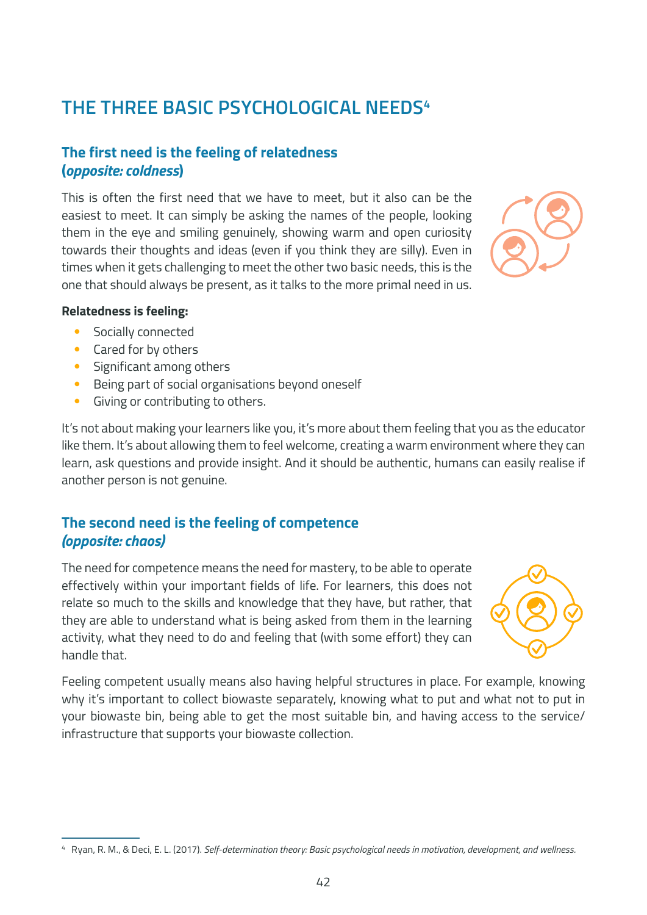## THE THREE BASIC PSYCHOLOGICAL NEEDS[4]

### The first need is the feeling of relatedness (*opposite: coldness*)

This is often the first need that we have to meet, but it also can be the easiest to meet. It can simply be asking the names of the people, looking them in the eye and smiling genuinely, showing warm and open curiosity towards their thoughts and ideas (even if you think they are silly). Even in times when it gets challenging to meet the other two basic needs, this is the one that should always be present, as it talks to the more primal need in us.

**Relatedness is feeling:**

- Socially connected
- Cared for by others
- Significant among others
- Being part of social organisations beyond oneself
- Giving or contributing to others.

It's not about making your learners like you, it's more about them feeling that you as the educator like them. It's about allowing them to feel welcome, creating a warm environment where they can learn, ask questions and provide insight. And it should be authentic, humans can easily realise if another person is not genuine.

### The second need is the feeling of competence *(opposite: chaos)*

The need for competence means the need for mastery, to be able to operate effectively within your important fields of life. For learners, this does not relate so much to the skills and knowledge that they have, but rather, that they are able to understand what is being asked from them in the learning activity, what they need to do and feeling that (with some effort) they can handle that.

Feeling competent usually means also having helpful structures in place. For example, knowing why it's important to collect biowaste separately, knowing what to put and what not to put in your biowaste bin, being able to get the most suitable bin, and having access to the service/infrastructure that supports your biowaste collection.

---

[4] Ryan, R. M., & Deci, E. L. (2017). *Self-determination theory: Basic psychological needs in motivation, development, and wellness.*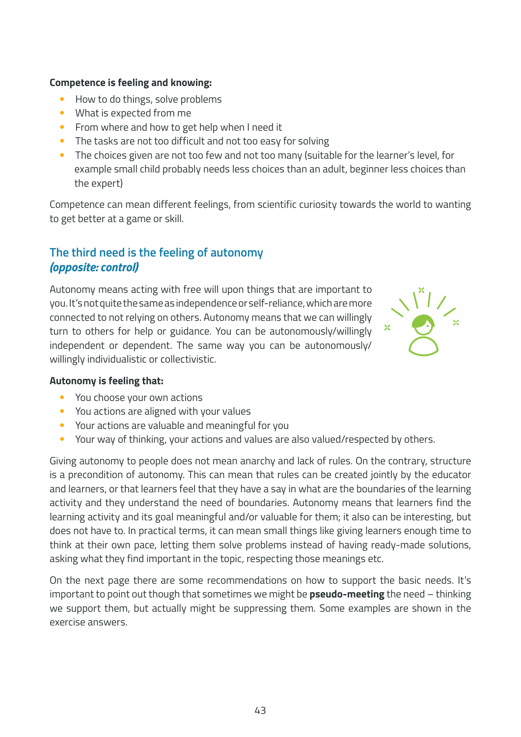**Competence is feeling and knowing:**

- How to do things, solve problems
- What is expected from me
- From where and how to get help when I need it
- The tasks are not too difficult and not too easy for solving
- The choices given are not too few and not too many (suitable for the learner's level, for example small child probably needs less choices than an adult, beginner less choices than the expert)

Competence can mean different feelings, from scientific curiosity towards the world to wanting to get better at a game or skill.

## The third need is the feeling of autonomy *(opposite: control)*

Autonomy means acting with free will upon things that are important to you. It's not quite the same as independence or self-reliance, which are more connected to not relying on others. Autonomy means that we can willingly turn to others for help or guidance. You can be autonomously/willingly independent or dependent. The same way you can be autonomously/willingly individualistic or collectivistic.

**Autonomy is feeling that:**

- You choose your own actions
- You actions are aligned with your values
- Your actions are valuable and meaningful for you
- Your way of thinking, your actions and values are also valued/respected by others.

Giving autonomy to people does not mean anarchy and lack of rules. On the contrary, structure is a precondition of autonomy. This can mean that rules can be created jointly by the educator and learners, or that learners feel that they have a say in what are the boundaries of the learning activity and they understand the need of boundaries. Autonomy means that learners find the learning activity and its goal meaningful and/or valuable for them; it also can be interesting, but does not have to. In practical terms, it can mean small things like giving learners enough time to think at their own pace, letting them solve problems instead of having ready-made solutions, asking what they find important in the topic, respecting those meanings etc.

On the next page there are some recommendations on how to support the basic needs. It's important to point out though that sometimes we might be **pseudo-meeting** the need – thinking we support them, but actually might be suppressing them. Some examples are shown in the exercise answers.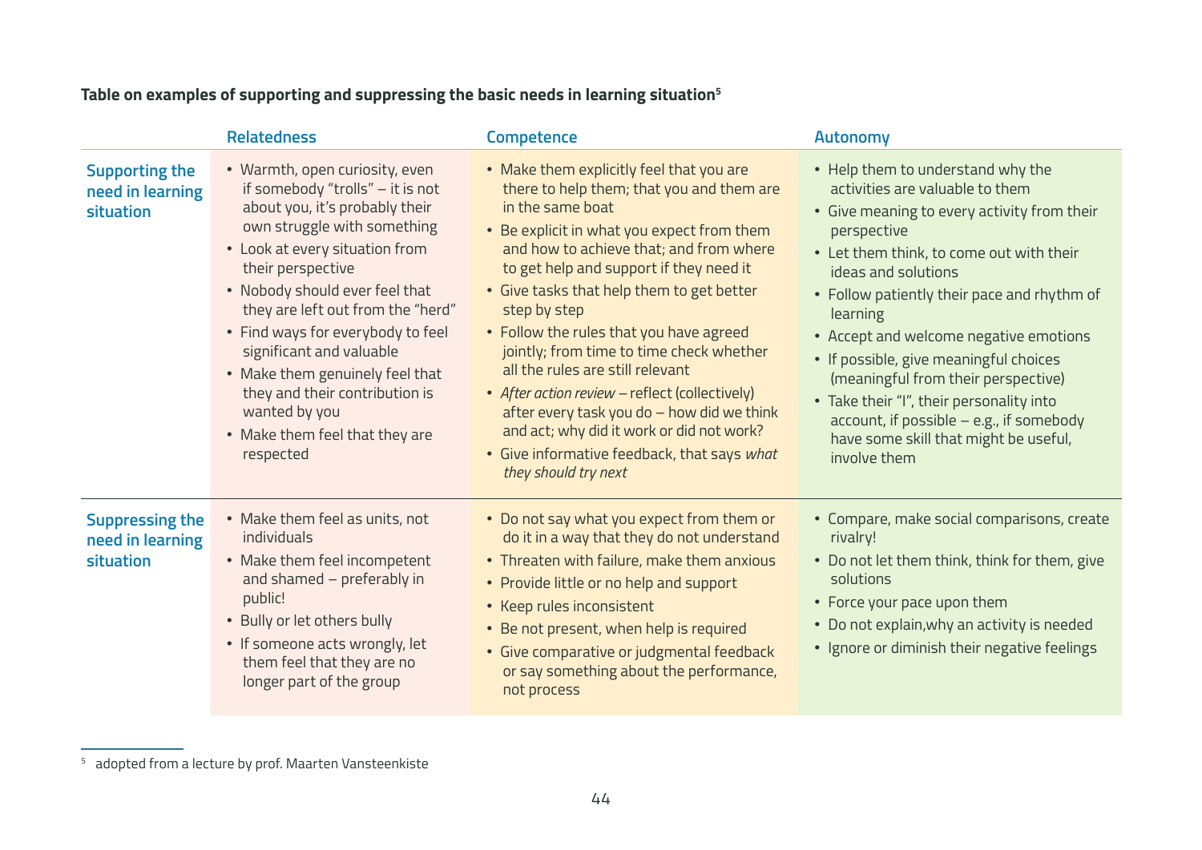**Table on examples of supporting and suppressing the basic needs in learning situation[5]**

| | Relatedness | Competence | Autonomy |
|---|---|---|---|
| **Supporting the need in learning situation** | • Warmth, open curiosity, even if somebody "trolls" – it is not about you, it's probably their own struggle with something<br>• Look at every situation from their perspective<br>• Nobody should ever feel that they are left out from the "herd"<br>• Find ways for everybody to feel significant and valuable<br>• Make them genuinely feel that they and their contribution is wanted by you<br>• Make them feel that they are respected | • Make them explicitly feel that you are there to help them; that you and them are in the same boat<br>• Be explicit in what you expect from them and how to achieve that; and from where to get help and support if they need it<br>• Give tasks that help them to get better step by step<br>• Follow the rules that you have agreed jointly; from time to time check whether all the rules are still relevant<br>• *After action review* – reflect (collectively) after every task you do – how did we think and act; why did it work or did not work?<br>• Give informative feedback, that says *what they should try next* | • Help them to understand why the activities are valuable to them<br>• Give meaning to every activity from their perspective<br>• Let them think, to come out with their ideas and solutions<br>• Follow patiently their pace and rhythm of learning<br>• Accept and welcome negative emotions<br>• If possible, give meaningful choices (meaningful from their perspective)<br>• Take their "I", their personality into account, if possible – e.g., if somebody have some skill that might be useful, involve them |
| **Suppressing the need in learning situation** | • Make them feel as units, not individuals<br>• Make them feel incompetent and shamed – preferably in public!<br>• Bully or let others bully<br>• If someone acts wrongly, let them feel that they are no longer part of the group | • Do not say what you expect from them or do it in a way that they do not understand<br>• Threaten with failure, make them anxious<br>• Provide little or no help and support<br>• Keep rules inconsistent<br>• Be not present, when help is required<br>• Give comparative or judgmental feedback or say something about the performance, not process | • Compare, make social comparisons, create rivalry!<br>• Do not let them think, think for them, give solutions<br>• Force your pace upon them<br>• Do not explain,why an activity is needed<br>• Ignore or diminish their negative feelings |

[5] adopted from a lecture by prof. Maarten Vansteenkiste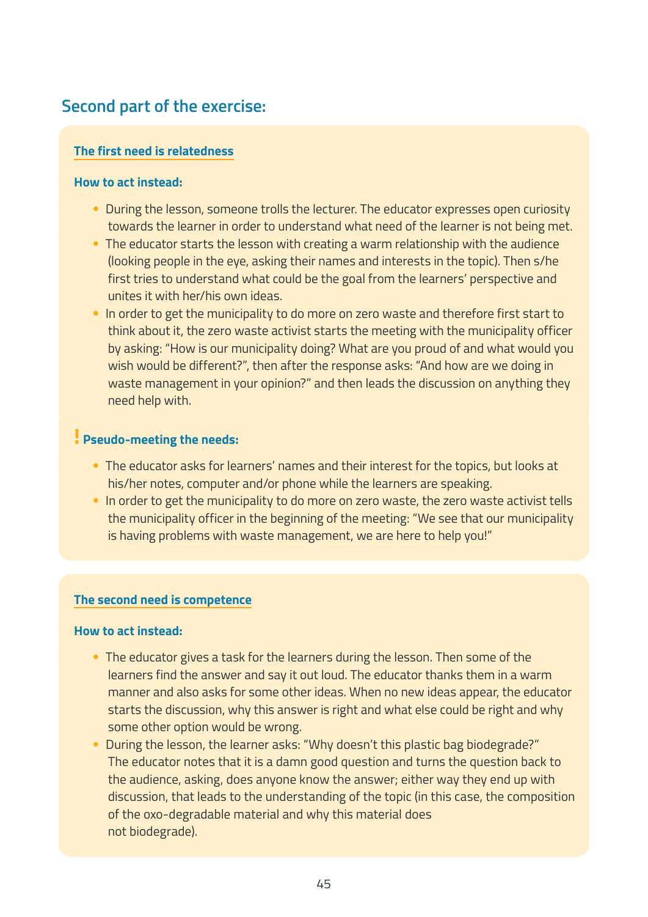## Second part of the exercise:

### The first need is relatedness

**How to act instead:**

- During the lesson, someone trolls the lecturer. The educator expresses open curiosity towards the learner in order to understand what need of the learner is not being met.
- The educator starts the lesson with creating a warm relationship with the audience (looking people in the eye, asking their names and interests in the topic). Then s/he first tries to understand what could be the goal from the learners' perspective and unites it with her/his own ideas.
- In order to get the municipality to do more on zero waste and therefore first start to think about it, the zero waste activist starts the meeting with the municipality officer by asking: "How is our municipality doing? What are you proud of and what would you wish would be different?", then after the response asks: "And how are we doing in waste management in your opinion?" and then leads the discussion on anything they need help with.

**! Pseudo-meeting the needs:**

- The educator asks for learners' names and their interest for the topics, but looks at his/her notes, computer and/or phone while the learners are speaking.
- In order to get the municipality to do more on zero waste, the zero waste activist tells the municipality officer in the beginning of the meeting: "We see that our municipality is having problems with waste management, we are here to help you!"

### The second need is competence

**How to act instead:**

- The educator gives a task for the learners during the lesson. Then some of the learners find the answer and say it out loud. The educator thanks them in a warm manner and also asks for some other ideas. When no new ideas appear, the educator starts the discussion, why this answer is right and what else could be right and why some other option would be wrong.
- During the lesson, the learner asks: "Why doesn't this plastic bag biodegrade?" The educator notes that it is a damn good question and turns the question back to the audience, asking, does anyone know the answer; either way they end up with discussion, that leads to the understanding of the topic (in this case, the composition of the oxo-degradable material and why this material does not biodegrade).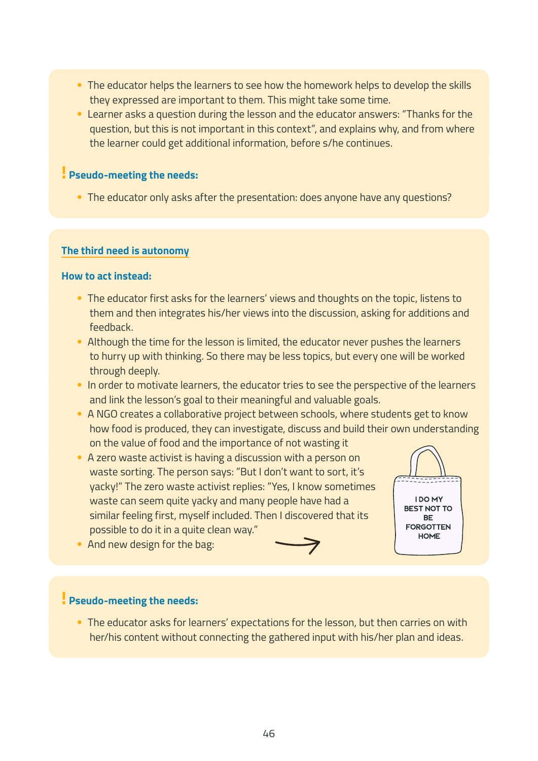- The educator helps the learners to see how the homework helps to develop the skills they expressed are important to them. This might take some time.
- Learner asks a question during the lesson and the educator answers: "Thanks for the question, but this is not important in this context", and explains why, and from where the learner could get additional information, before s/he continues.

**! Pseudo-meeting the needs:**

- The educator only asks after the presentation: does anyone have any questions?

**The third need is autonomy**

**How to act instead:**

- The educator first asks for the learners' views and thoughts on the topic, listens to them and then integrates his/her views into the discussion, asking for additions and feedback.
- Although the time for the lesson is limited, the educator never pushes the learners to hurry up with thinking. So there may be less topics, but every one will be worked through deeply.
- In order to motivate learners, the educator tries to see the perspective of the learners and link the lesson's goal to their meaningful and valuable goals.
- A NGO creates a collaborative project between schools, where students get to know how food is produced, they can investigate, discuss and build their own understanding on the value of food and the importance of not wasting it
- A zero waste activist is having a discussion with a person on waste sorting. The person says: "But I don't want to sort, it's yacky!" The zero waste activist replies: "Yes, I know sometimes waste can seem quite yacky and many people have had a similar feeling first, myself included. Then I discovered that its possible to do it in a quite clean way."
- And new design for the bag:

I DO MY BEST NOT TO BE FORGOTTEN HOME

**! Pseudo-meeting the needs:**

- The educator asks for learners' expectations for the lesson, but then carries on with her/his content without connecting the gathered input with his/her plan and ideas.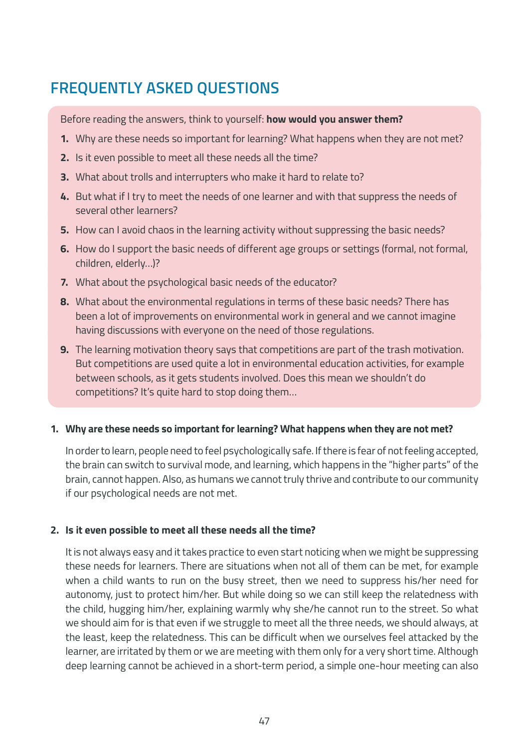## FREQUENTLY ASKED QUESTIONS

Before reading the answers, think to yourself: **how would you answer them?**

1. Why are these needs so important for learning? What happens when they are not met?
2. Is it even possible to meet all these needs all the time?
3. What about trolls and interrupters who make it hard to relate to?
4. But what if I try to meet the needs of one learner and with that suppress the needs of several other learners?
5. How can I avoid chaos in the learning activity without suppressing the basic needs?
6. How do I support the basic needs of different age groups or settings (formal, not formal, children, elderly...)?
7. What about the psychological basic needs of the educator?
8. What about the environmental regulations in terms of these basic needs? There has been a lot of improvements on environmental work in general and we cannot imagine having discussions with everyone on the need of those regulations.
9. The learning motivation theory says that competitions are part of the trash motivation. But competitions are used quite a lot in environmental education activities, for example between schools, as it gets students involved. Does this mean we shouldn't do competitions? It's quite hard to stop doing them...

**1. Why are these needs so important for learning? What happens when they are not met?**

In order to learn, people need to feel psychologically safe. If there is fear of not feeling accepted, the brain can switch to survival mode, and learning, which happens in the "higher parts" of the brain, cannot happen. Also, as humans we cannot truly thrive and contribute to our community if our psychological needs are not met.

**2. Is it even possible to meet all these needs all the time?**

It is not always easy and it takes practice to even start noticing when we might be suppressing these needs for learners. There are situations when not all of them can be met, for example when a child wants to run on the busy street, then we need to suppress his/her need for autonomy, just to protect him/her. But while doing so we can still keep the relatedness with the child, hugging him/her, explaining warmly why she/he cannot run to the street. So what we should aim for is that even if we struggle to meet all the three needs, we should always, at the least, keep the relatedness. This can be difficult when we ourselves feel attacked by the learner, are irritated by them or we are meeting with them only for a very short time. Although deep learning cannot be achieved in a short-term period, a simple one-hour meeting can also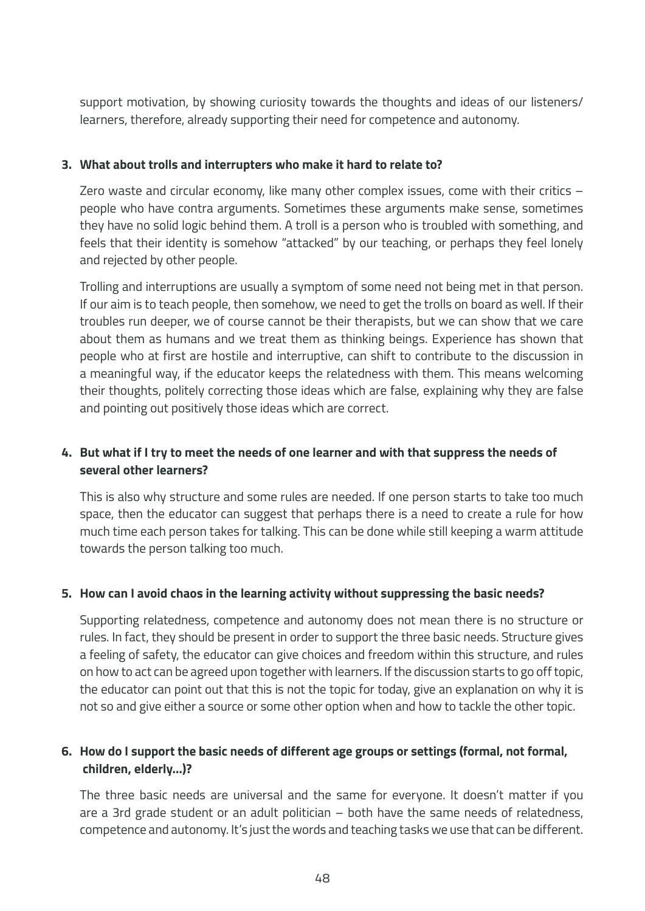support motivation, by showing curiosity towards the thoughts and ideas of our listeners/learners, therefore, already supporting their need for competence and autonomy.

**3. What about trolls and interrupters who make it hard to relate to?**

Zero waste and circular economy, like many other complex issues, come with their critics – people who have contra arguments. Sometimes these arguments make sense, sometimes they have no solid logic behind them. A troll is a person who is troubled with something, and feels that their identity is somehow "attacked" by our teaching, or perhaps they feel lonely and rejected by other people.

Trolling and interruptions are usually a symptom of some need not being met in that person. If our aim is to teach people, then somehow, we need to get the trolls on board as well. If their troubles run deeper, we of course cannot be their therapists, but we can show that we care about them as humans and we treat them as thinking beings. Experience has shown that people who at first are hostile and interruptive, can shift to contribute to the discussion in a meaningful way, if the educator keeps the relatedness with them. This means welcoming their thoughts, politely correcting those ideas which are false, explaining why they are false and pointing out positively those ideas which are correct.

**4. But what if I try to meet the needs of one learner and with that suppress the needs of several other learners?**

This is also why structure and some rules are needed. If one person starts to take too much space, then the educator can suggest that perhaps there is a need to create a rule for how much time each person takes for talking. This can be done while still keeping a warm attitude towards the person talking too much.

**5. How can I avoid chaos in the learning activity without suppressing the basic needs?**

Supporting relatedness, competence and autonomy does not mean there is no structure or rules. In fact, they should be present in order to support the three basic needs. Structure gives a feeling of safety, the educator can give choices and freedom within this structure, and rules on how to act can be agreed upon together with learners. If the discussion starts to go off topic, the educator can point out that this is not the topic for today, give an explanation on why it is not so and give either a source or some other option when and how to tackle the other topic.

**6. How do I support the basic needs of different age groups or settings (formal, not formal, children, elderly...)?**

The three basic needs are universal and the same for everyone. It doesn't matter if you are a 3rd grade student or an adult politician – both have the same needs of relatedness, competence and autonomy. It's just the words and teaching tasks we use that can be different.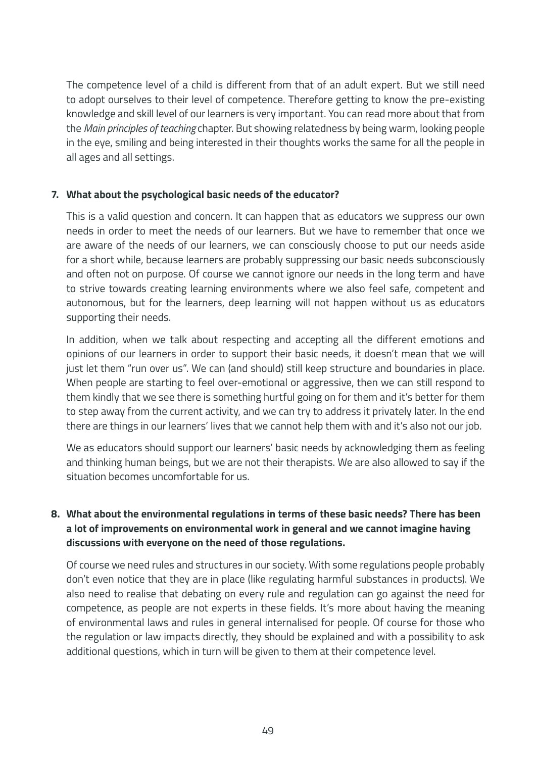The competence level of a child is different from that of an adult expert. But we still need to adopt ourselves to their level of competence. Therefore getting to know the pre-existing knowledge and skill level of our learners is very important. You can read more about that from the *Main principles of teaching* chapter. But showing relatedness by being warm, looking people in the eye, smiling and being interested in their thoughts works the same for all the people in all ages and all settings.

7. **What about the psychological basic needs of the educator?**

   This is a valid question and concern. It can happen that as educators we suppress our own needs in order to meet the needs of our learners. But we have to remember that once we are aware of the needs of our learners, we can consciously choose to put our needs aside for a short while, because learners are probably suppressing our basic needs subconsciously and often not on purpose. Of course we cannot ignore our needs in the long term and have to strive towards creating learning environments where we also feel safe, competent and autonomous, but for the learners, deep learning will not happen without us as educators supporting their needs.

   In addition, when we talk about respecting and accepting all the different emotions and opinions of our learners in order to support their basic needs, it doesn't mean that we will just let them "run over us". We can (and should) still keep structure and boundaries in place. When people are starting to feel over-emotional or aggressive, then we can still respond to them kindly that we see there is something hurtful going on for them and it's better for them to step away from the current activity, and we can try to address it privately later. In the end there are things in our learners' lives that we cannot help them with and it's also not our job.

   We as educators should support our learners' basic needs by acknowledging them as feeling and thinking human beings, but we are not their therapists. We are also allowed to say if the situation becomes uncomfortable for us.

8. **What about the environmental regulations in terms of these basic needs? There has been a lot of improvements on environmental work in general and we cannot imagine having discussions with everyone on the need of those regulations.**

   Of course we need rules and structures in our society. With some regulations people probably don't even notice that they are in place (like regulating harmful substances in products). We also need to realise that debating on every rule and regulation can go against the need for competence, as people are not experts in these fields. It's more about having the meaning of environmental laws and rules in general internalised for people. Of course for those who the regulation or law impacts directly, they should be explained and with a possibility to ask additional questions, which in turn will be given to them at their competence level.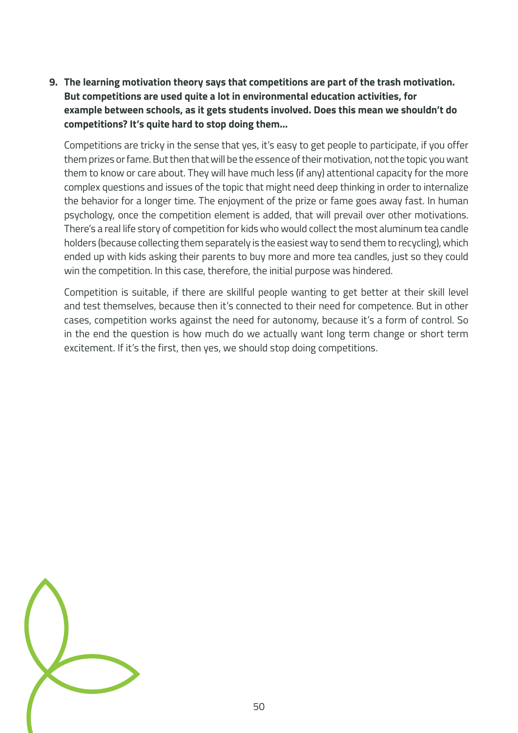**9. The learning motivation theory says that competitions are part of the trash motivation. But competitions are used quite a lot in environmental education activities, for example between schools, as it gets students involved. Does this mean we shouldn't do competitions? It's quite hard to stop doing them...**

Competitions are tricky in the sense that yes, it's easy to get people to participate, if you offer them prizes or fame. But then that will be the essence of their motivation, not the topic you want them to know or care about. They will have much less (if any) attentional capacity for the more complex questions and issues of the topic that might need deep thinking in order to internalize the behavior for a longer time. The enjoyment of the prize or fame goes away fast. In human psychology, once the competition element is added, that will prevail over other motivations. There's a real life story of competition for kids who would collect the most aluminum tea candle holders (because collecting them separately is the easiest way to send them to recycling), which ended up with kids asking their parents to buy more and more tea candles, just so they could win the competition. In this case, therefore, the initial purpose was hindered.

Competition is suitable, if there are skillful people wanting to get better at their skill level and test themselves, because then it's connected to their need for competence. But in other cases, competition works against the need for autonomy, because it's a form of control. So in the end the question is how much do we actually want long term change or short term excitement. If it's the first, then yes, we should stop doing competitions.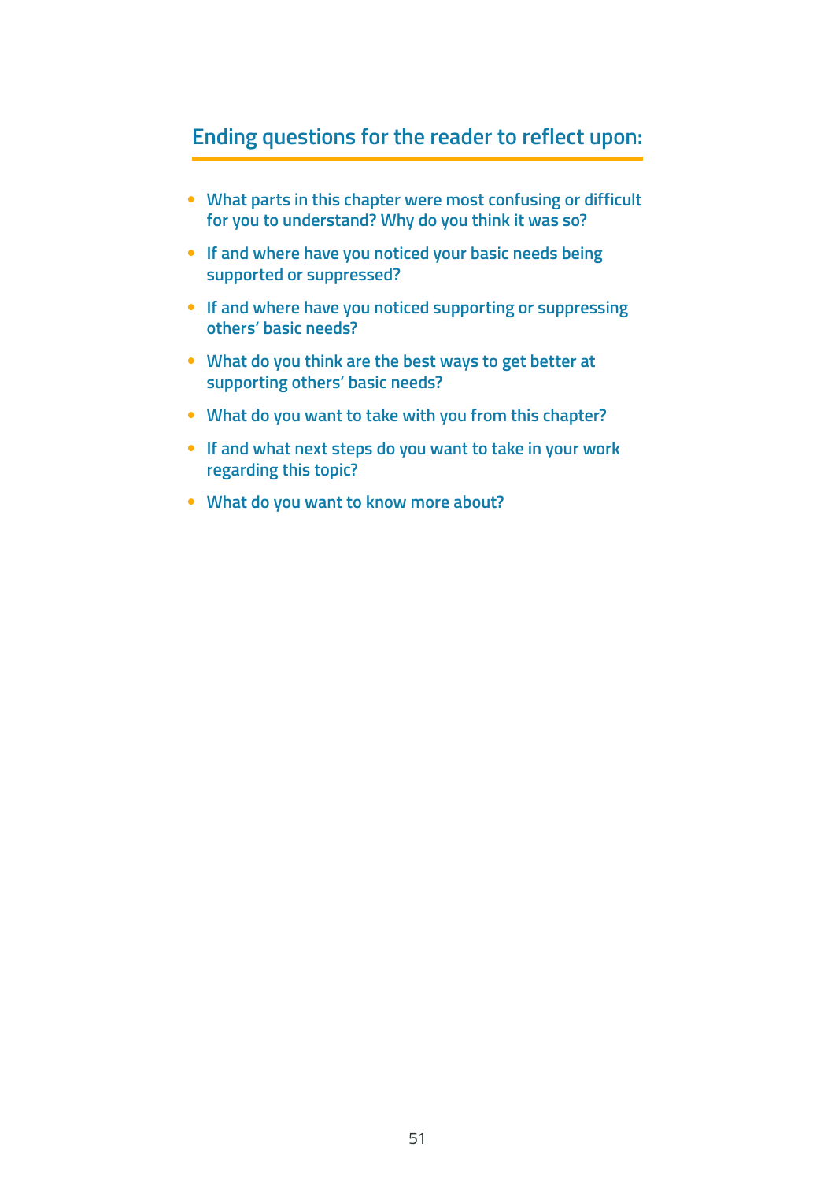## Ending questions for the reader to reflect upon:

- What parts in this chapter were most confusing or difficult for you to understand? Why do you think it was so?
- If and where have you noticed your basic needs being supported or suppressed?
- If and where have you noticed supporting or suppressing others' basic needs?
- What do you think are the best ways to get better at supporting others' basic needs?
- What do you want to take with you from this chapter?
- If and what next steps do you want to take in your work regarding this topic?
- What do you want to know more about?